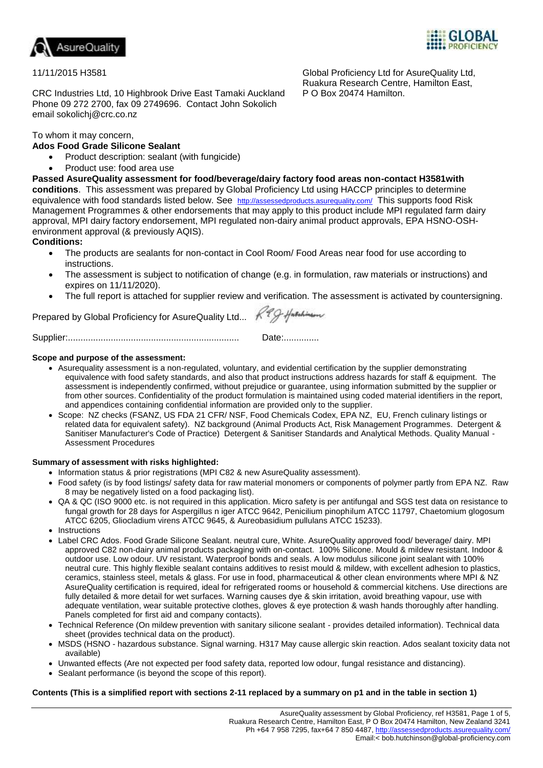11/11/2015 H3581

Global Proficiency Ltd for AsureQuality Ltd, Ruakura Research Centre, Hamilton East, P O Box 20474 Hamilton.

CRC Industries Ltd, 10 Highbrook Drive East Tamaki Auckland
Phone 09 272 2700, fax 09 2749696. Contact John Sokolich
email sokolichj@crc.co.nz

To whom it may concern,

**Ados Food Grade Silicone Sealant**

- Product description: sealant (with fungicide)
- Product use: food area use

**Passed AsureQuality assessment for food/beverage/dairy factory food areas non-contact H3581with conditions**. This assessment was prepared by Global Proficiency Ltd using HACCP principles to determine equivalence with food standards listed below. See http://assessedproducts.asurequality.com/ This supports food Risk Management Programmes & other endorsements that may apply to this product include MPI regulated farm dairy approval, MPI dairy factory endorsement, MPI regulated non-dairy animal product approvals, EPA HSNO-OSH-environment approval (& previously AQIS).

**Conditions:**

- The products are sealants for non-contact in Cool Room/ Food Areas near food for use according to instructions.
- The assessment is subject to notification of change (e.g. in formulation, raw materials or instructions) and expires on 11/11/2020).
- The full report is attached for supplier review and verification. The assessment is activated by countersigning.

Prepared by Global Proficiency for AsureQuality Ltd... RJ Hutchinson

Supplier:................................................................... Date:..............

**Scope and purpose of the assessment:**

- Asurequality assessment is a non-regulated, voluntary, and evidential certification by the supplier demonstrating equivalence with food safety standards, and also that product instructions address hazards for staff & equipment. The assessment is independently confirmed, without prejudice or guarantee, using information submitted by the supplier or from other sources. Confidentiality of the product formulation is maintained using coded material identifiers in the report, and appendices containing confidential information are provided only to the supplier.
- Scope: NZ checks (FSANZ, US FDA 21 CFR/ NSF, Food Chemicals Codex, EPA NZ, EU, French culinary listings or related data for equivalent safety). NZ background (Animal Products Act, Risk Management Programmes. Detergent & Sanitiser Manufacturer's Code of Practice) Detergent & Sanitiser Standards and Analytical Methods. Quality Manual - Assessment Procedures

**Summary of assessment with risks highlighted:**

- Information status & prior registrations (MPI C82 & new AsureQuality assessment).
- Food safety (is by food listings/ safety data for raw material monomers or components of polymer partly from EPA NZ. Raw 8 may be negatively listed on a food packaging list).
- QA & QC (ISO 9000 etc. is not required in this application. Micro safety is per antifungal and SGS test data on resistance to fungal growth for 28 days for Aspergillus n iger ATCC 9642, Penicilium pinophilum ATCC 11797, Chaetomium glogosum ATCC 6205, Gliocladium virens ATCC 9645, & Aureobasidium pullulans ATCC 15233).
- Instructions
- Label CRC Ados. Food Grade Silicone Sealant. neutral cure, White. AsureQuality approved food/ beverage/ dairy. MPI approved C82 non-dairy animal products packaging with on-contact. 100% Silicone. Mould & mildew resistant. Indoor & outdoor use. Low odour. UV resistant. Waterproof bonds and seals. A low modulus silicone joint sealant with 100% neutral cure. This highly flexible sealant contains additives to resist mould & mildew, with excellent adhesion to plastics, ceramics, stainless steel, metals & glass. For use in food, pharmaceutical & other clean environments where MPI & NZ AsureQuality certification is required, ideal for refrigerated rooms or household & commercial kitchens. Use directions are fully detailed & more detail for wet surfaces. Warning causes dye & skin irritation, avoid breathing vapour, use with adequate ventilation, wear suitable protective clothes, gloves & eye protection & wash hands thoroughly after handling. Panels completed for first aid and company contacts).
- Technical Reference (On mildew prevention with sanitary silicone sealant - provides detailed information). Technical data sheet (provides technical data on the product).
- MSDS (HSNO - hazardous substance. Signal warning. H317 May cause allergic skin reaction. Ados sealant toxicity data not available)
- Unwanted effects (Are not expected per food safety data, reported low odour, fungal resistance and distancing).
- Sealant performance (is beyond the scope of this report).

**Contents (This is a simplified report with sections 2-11 replaced by a summary on p1 and in the table in section 1)**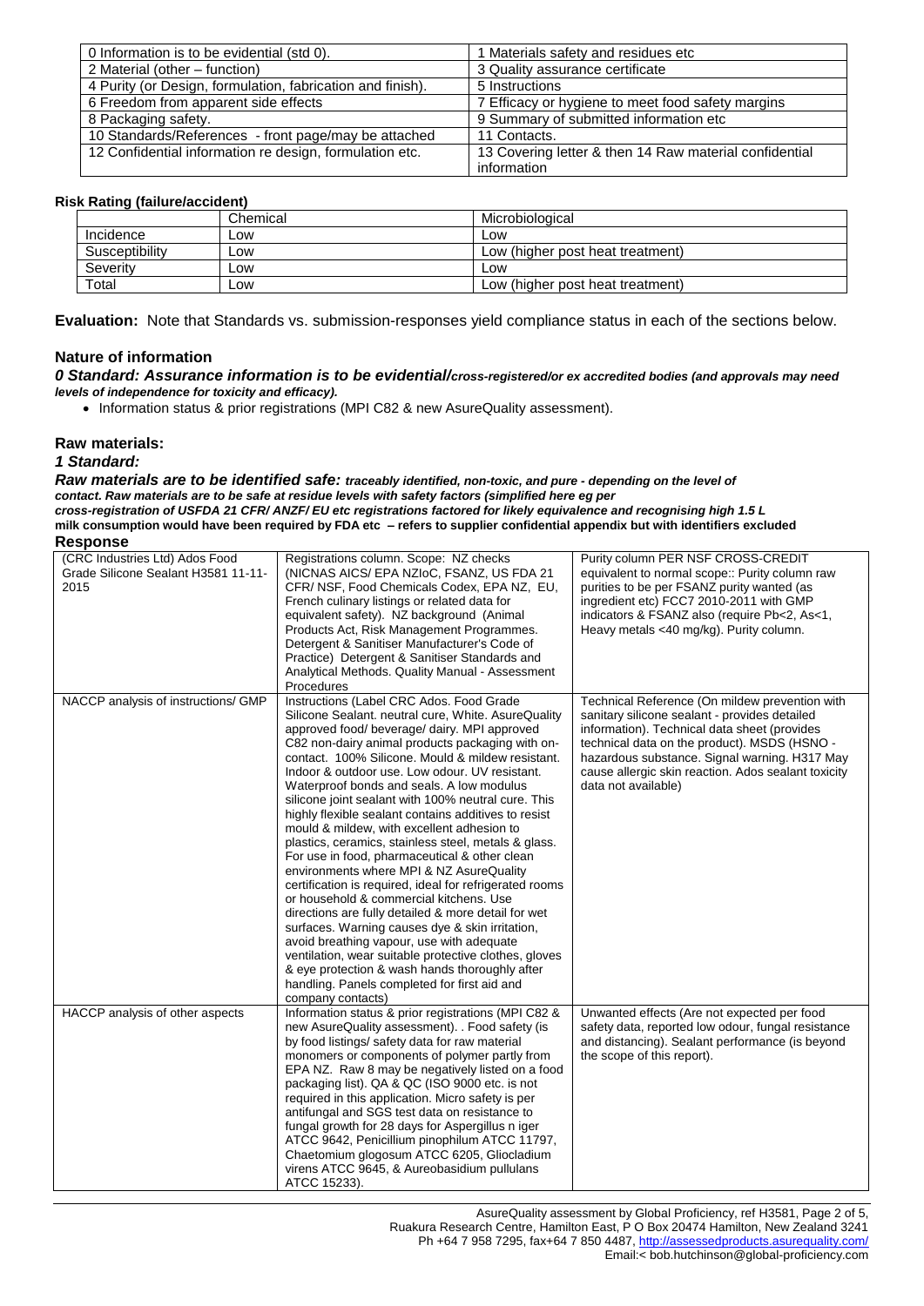| 0 Information is to be evidential (std 0). | 1 Materials safety and residues etc |
| --- | --- |
| 2 Material (other – function) | 3 Quality assurance certificate |
| 4 Purity (or Design, formulation, fabrication and finish). | 5 Instructions |
| 6 Freedom from apparent side effects | 7 Efficacy or hygiene to meet food safety margins |
| 8 Packaging safety. | 9 Summary of submitted information etc |
| 10 Standards/References - front page/may be attached | 11 Contacts. |
| 12 Confidential information re design, formulation etc. | 13 Covering letter & then 14 Raw material confidential information |

**Risk Rating (failure/accident)**

| | Chemical | Microbiological |
| --- | --- | --- |
| Incidence | Low | Low |
| Susceptibility | Low | Low (higher post heat treatment) |
| Severity | Low | Low |
| Total | Low | Low (higher post heat treatment) |

**Evaluation:** Note that Standards vs. submission-responses yield compliance status in each of the sections below.

## Nature of information

***0 Standard: Assurance information is to be evidential/cross-registered/or ex accredited bodies (and approvals may need levels of independence for toxicity and efficacy).***

- Information status & prior registrations (MPI C82 & new AsureQuality assessment).

## Raw materials:

***1 Standard:***

***Raw materials are to be identified safe: traceably identified, non-toxic, and pure - depending on the level of contact. Raw materials are to be safe at residue levels with safety factors (simplified here eg per cross-registration of USFDA 21 CFR/ ANZF/ EU etc registrations factored for likely equivalence and recognising high 1.5 L milk consumption would have been required by FDA etc – refers to supplier confidential appendix but with identifiers excluded***

**Response**

| (CRC Industries Ltd) Ados Food Grade Silicone Sealant H3581 11-11-2015 | Registrations column. Scope: NZ checks (NICNAS AICS/ EPA NZIoC, FSANZ, US FDA 21 CFR/ NSF, Food Chemicals Codex, EPA NZ, EU, French culinary listings or related data for equivalent safety). NZ background (Animal Products Act, Risk Management Programmes. Detergent & Sanitiser Manufacturer's Code of Practice) Detergent & Sanitiser Standards and Analytical Methods. Quality Manual - Assessment Procedures | Purity column PER NSF CROSS-CREDIT equivalent to normal scope:: Purity column raw purities to be per FSANZ purity wanted (as ingredient etc) FCC7 2010-2011 with GMP indicators & FSANZ also (require Pb<2, As<1, Heavy metals <40 mg/kg). Purity column. |
| --- | --- | --- |
| NACCP analysis of instructions/ GMP | Instructions (Label CRC Ados. Food Grade Silicone Sealant. neutral cure, White. AsureQuality approved food/ beverage/ dairy. MPI approved C82 non-dairy animal products packaging with on-contact. 100% Silicone. Mould & mildew resistant. Indoor & outdoor use. Low odour. UV resistant. Waterproof bonds and seals. A low modulus silicone joint sealant with 100% neutral cure. This highly flexible sealant contains additives to resist mould & mildew, with excellent adhesion to plastics, ceramics, stainless steel, metals & glass. For use in food, pharmaceutical & other clean environments where MPI & NZ AsureQuality certification is required, ideal for refrigerated rooms or household & commercial kitchens. Use directions are fully detailed & more detail for wet surfaces. Warning causes dye & skin irritation, avoid breathing vapour, use with adequate ventilation, wear suitable protective clothes, gloves & eye protection & wash hands thoroughly after handling. Panels completed for first aid and company contacts) | Technical Reference (On mildew prevention with sanitary silicone sealant - provides detailed information). Technical data sheet (provides technical data on the product). MSDS (HSNO - hazardous substance. Signal warning. H317 May cause allergic skin reaction. Ados sealant toxicity data not available) |
| HACCP analysis of other aspects | Information status & prior registrations (MPI C82 & new AsureQuality assessment). . Food safety (is by food listings/ safety data for raw material monomers or components of polymer partly from EPA NZ. Raw 8 may be negatively listed on a food packaging list). QA & QC (ISO 9000 etc. is not required in this application. Micro safety is per antifungal and SGS test data on resistance to fungal growth for 28 days for Aspergillus n iger ATCC 9642, Penicillium pinophilum ATCC 11797, Chaetomium glogosum ATCC 6205, Gliocladium virens ATCC 9645, & Aureobasidium pullulans ATCC 15233). | Unwanted effects (Are not expected per food safety data, reported low odour, fungal resistance and distancing). Sealant performance (is beyond the scope of this report). |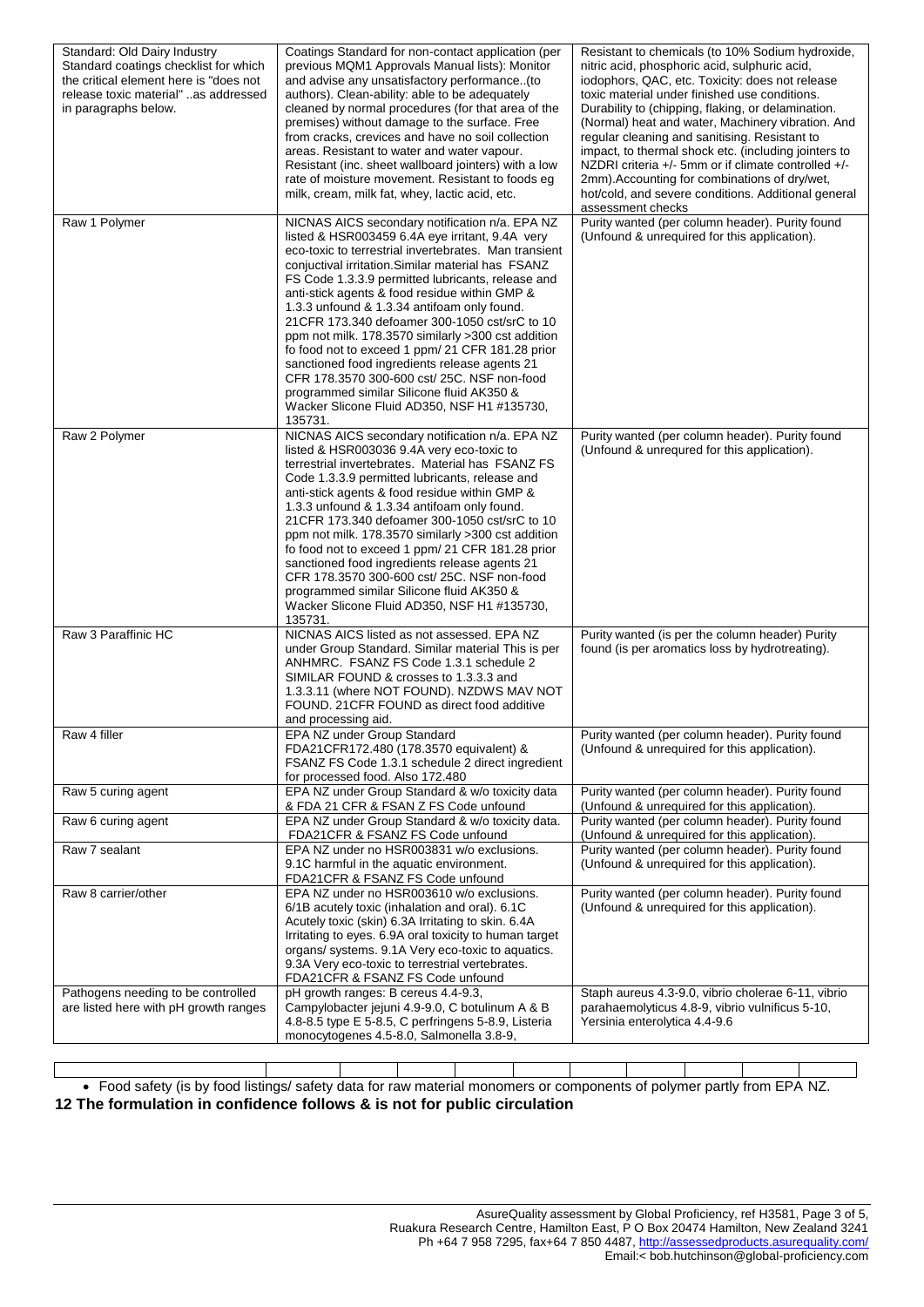| Standard: Old Dairy Industry Standard coatings checklist for which the critical element here is "does not release toxic material" ..as addressed in paragraphs below. | Coatings Standard for non-contact application (per previous MQM1 Approvals Manual lists): Monitor and advise any unsatisfactory performance..(to authors). Clean-ability: able to be adequately cleaned by normal procedures (for that area of the premises) without damage to the surface. Free from cracks, crevices and have no soil collection areas. Resistant to water and water vapour. Resistant (inc. sheet wallboard jointers) with a low rate of moisture movement. Resistant to foods eg milk, cream, milk fat, whey, lactic acid, etc. | Resistant to chemicals (to 10% Sodium hydroxide, nitric acid, phosphoric acid, sulphuric acid, iodophors, QAC, etc. Toxicity: does not release toxic material under finished use conditions. Durability to (chipping, flaking, or delamination. (Normal) heat and water, Machinery vibration. And regular cleaning and sanitising. Resistant to impact, to thermal shock etc. (including jointers to NZDRI criteria +/- 5mm or if climate controlled +/- 2mm).Accounting for combinations of dry/wet, hot/cold, and severe conditions. Additional general assessment checks |
|---|---|---|
| Raw 1 Polymer | NICNAS AICS secondary notification n/a. EPA NZ listed & HSR003459 6.4A eye irritant, 9.4A very eco-toxic to terrestrial invertebrates. Man transient conjuctival irritation.Similar material has FSANZ FS Code 1.3.3.9 permitted lubricants, release and anti-stick agents & food residue within GMP & 1.3.3 unfound & 1.3.34 antifoam only found. 21CFR 173.340 defoamer 300-1050 cst/srC to 10 ppm not milk. 178.3570 similarly >300 cst addition fo food not to exceed 1 ppm/ 21 CFR 181.28 prior sanctioned food ingredients release agents 21 CFR 178.3570 300-600 cst/ 25C. NSF non-food programmed similar Silicone fluid AK350 & Wacker Slicone Fluid AD350, NSF H1 #135730, 135731. | Purity wanted (per column header). Purity found (Unfound & unrequired for this application). |
| Raw 2 Polymer | NICNAS AICS secondary notification n/a. EPA NZ listed & HSR003036 9.4A very eco-toxic to terrestrial invertebrates. Material has FSANZ FS Code 1.3.3.9 permitted lubricants, release and anti-stick agents & food residue within GMP & 1.3.3 unfound & 1.3.34 antifoam only found. 21CFR 173.340 defoamer 300-1050 cst/srC to 10 ppm not milk. 178.3570 similarly >300 cst addition fo food not to exceed 1 ppm/ 21 CFR 181.28 prior sanctioned food ingredients release agents 21 CFR 178.3570 300-600 cst/ 25C. NSF non-food programmed similar Silicone fluid AK350 & Wacker Slicone Fluid AD350, NSF H1 #135730, 135731. | Purity wanted (per column header). Purity found (Unfound & unrequred for this application). |
| Raw 3 Paraffinic HC | NICNAS AICS listed as not assessed. EPA NZ under Group Standard. Similar material This is per ANHMRC. FSANZ FS Code 1.3.1 schedule 2 SIMILAR FOUND & crosses to 1.3.3.3 and 1.3.3.11 (where NOT FOUND). NZDWS MAV NOT FOUND. 21CFR FOUND as direct food additive and processing aid. | Purity wanted (is per the column header) Purity found (is per aromatics loss by hydrotreating). |
| Raw 4 filler | EPA NZ under Group Standard FDA21CFR172.480 (178.3570 equivalent) & FSANZ FS Code 1.3.1 schedule 2 direct ingredient for processed food. Also 172.480 | Purity wanted (per column header). Purity found (Unfound & unrequired for this application). |
| Raw 5 curing agent | EPA NZ under Group Standard & w/o toxicity data & FDA 21 CFR & FSAN Z FS Code unfound | Purity wanted (per column header). Purity found (Unfound & unrequired for this application). |
| Raw 6 curing agent | EPA NZ under Group Standard & w/o toxicity data. FDA21CFR & FSANZ FS Code unfound | Purity wanted (per column header). Purity found (Unfound & unrequired for this application). |
| Raw 7 sealant | EPA NZ under no HSR003831 w/o exclusions. 9.1C harmful in the aquatic environment. FDA21CFR & FSANZ FS Code unfound | Purity wanted (per column header). Purity found (Unfound & unrequired for this application). |
| Raw 8 carrier/other | EPA NZ under no HSR003610 w/o exclusions. 6/1B acutely toxic (inhalation and oral). 6.1C Acutely toxic (skin) 6.3A Irritating to skin. 6.4A Irritating to eyes. 6.9A oral toxicity to human target organs/ systems. 9.1A Very eco-toxic to aquatics. 9.3A Very eco-toxic to terrestrial vertebrates. FDA21CFR & FSANZ FS Code unfound | Purity wanted (per column header). Purity found (Unfound & unrequired for this application). |
| Pathogens needing to be controlled are listed here with pH growth ranges | pH growth ranges: B cereus 4.4-9.3, Campylobacter jejuni 4.9-9.0, C botulinum A & B 4.8-8.5 type E 5-8.5, C perfringens 5-8.9, Listeria monocytogenes 4.5-8.0, Salmonella 3.8-9, | Staph aureus 4.3-9.0, vibrio cholerae 6-11, vibrio parahaemolyticus 4.8-9, vibrio vulnificus 5-10, Yersinia enterolytica 4.4-9.6 |

- Food safety (is by food listings/ safety data for raw material monomers or components of polymer partly from EPA NZ.

**12 The formulation in confidence follows & is not for public circulation**

AsureQuality assessment by Global Proficiency, ref H3581, Page 3 of 5, Ruakura Research Centre, Hamilton East, P O Box 20474 Hamilton, New Zealand 3241 Ph +64 7 958 7295, fax+64 7 850 4487, http://assessedproducts.asurequality.com/ Email:< bob.hutchinson@global-proficiency.com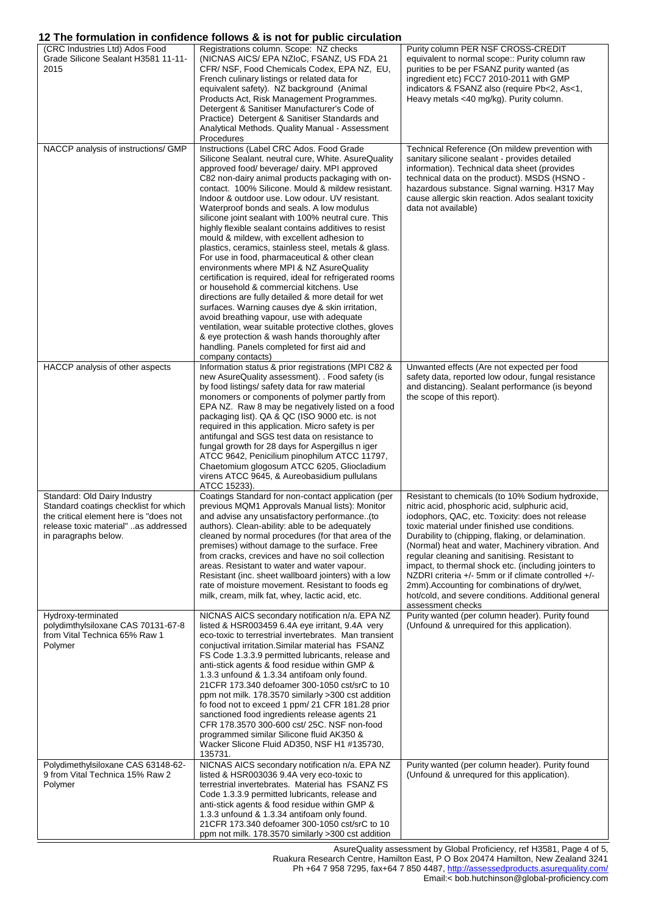## 12 The formulation in confidence follows & is not for public circulation

| (CRC Industries Ltd) Ados Food Grade Silicone Sealant H3581 11-11-2015 | Registrations column. Scope: NZ checks (NICNAS AICS/ EPA NZIoC, FSANZ, US FDA 21 CFR/ NSF, Food Chemicals Codex, EPA NZ, EU, French culinary listings or related data for equivalent safety). NZ background (Animal Products Act, Risk Management Programmes. Detergent & Sanitiser Manufacturer's Code of Practice) Detergent & Sanitiser Standards and Analytical Methods. Quality Manual - Assessment Procedures | Purity column PER NSF CROSS-CREDIT equivalent to normal scope:: Purity column raw purities to be per FSANZ purity wanted (as ingredient etc) FCC7 2010-2011 with GMP indicators & FSANZ also (require Pb<2, As<1, Heavy metals <40 mg/kg). Purity column. |
|---|---|---|
| NACCP analysis of instructions/ GMP | Instructions (Label CRC Ados. Food Grade Silicone Sealant. neutral cure, White. AsureQuality approved food/ beverage/ dairy. MPI approved C82 non-dairy animal products packaging with on-contact. 100% Silicone. Mould & mildew resistant. Indoor & outdoor use. Low odour. UV resistant. Waterproof bonds and seals. A low modulus silicone joint sealant with 100% neutral cure. This highly flexible sealant contains additives to resist mould & mildew, with excellent adhesion to plastics, ceramics, stainless steel, metals & glass. For use in food, pharmaceutical & other clean environments where MPI & NZ AsureQuality certification is required, ideal for refrigerated rooms or household & commercial kitchens. Use directions are fully detailed & more detail for wet surfaces. Warning causes dye & skin irritation, avoid breathing vapour, use with adequate ventilation, wear suitable protective clothes, gloves & eye protection & wash hands thoroughly after handling. Panels completed for first aid and company contacts) | Technical Reference (On mildew prevention with sanitary silicone sealant - provides detailed information). Technical data sheet (provides technical data on the product). MSDS (HSNO - hazardous substance. Signal warning. H317 May cause allergic skin reaction. Ados sealant toxicity data not available) |
| HACCP analysis of other aspects | Information status & prior registrations (MPI C82 & new AsureQuality assessment). . Food safety (is by food listings/ safety data for raw material monomers or components of polymer partly from EPA NZ. Raw 8 may be negatively listed on a food packaging list). QA & QC (ISO 9000 etc. is not required in this application. Micro safety is per antifungal and SGS test data on resistance to fungal growth for 28 days for Aspergillus n iger ATCC 9642, Penicilium pinophilum ATCC 11797, Chaetomium glogosum ATCC 6205, Gliocladium virens ATCC 9645, & Aureobasidium pullulans ATCC 15233). | Unwanted effects (Are not expected per food safety data, reported low odour, fungal resistance and distancing). Sealant performance (is beyond the scope of this report). |
| Standard: Old Dairy Industry Standard coatings checklist for which the critical element here is "does not release toxic material" ..as addressed in paragraphs below. | Coatings Standard for non-contact application (per previous MQM1 Approvals Manual lists): Monitor and advise any unsatisfactory performance..(to authors). Clean-ability: able to be adequately cleaned by normal procedures (for that area of the premises) without damage to the surface. Free from cracks, crevices and have no soil collection areas. Resistant to water and water vapour. Resistant (inc. sheet wallboard jointers) with a low rate of moisture movement. Resistant to foods eg milk, cream, milk fat, whey, lactic acid, etc. | Resistant to chemicals (to 10% Sodium hydroxide, nitric acid, phosphoric acid, sulphuric acid, iodophors, QAC, etc. Toxicity: does not release toxic material under finished use conditions. Durability to (chipping, flaking, or delamination. (Normal) heat and water, Machinery vibration. And regular cleaning and sanitising. Resistant to impact, to thermal shock etc. (including jointers to NZDRI criteria +/- 5mm or if climate controlled +/- 2mm).Accounting for combinations of dry/wet, hot/cold, and severe conditions. Additional general assessment checks |
| Hydroxy-terminated polydimthylsiloxane CAS 70131-67-8 from Vital Technica 65% Raw 1 Polymer | NICNAS AICS secondary notification n/a. EPA NZ listed & HSR003459 6.4A eye irritant, 9.4A very eco-toxic to terrestrial invertebrates. Man transient conjuctival irritation.Similar material has FSANZ FS Code 1.3.3.9 permitted lubricants, release and anti-stick agents & food residue within GMP & 1.3.3 unfound & 1.3.34 antifoam only found. 21CFR 173.340 defoamer 300-1050 cst/srC to 10 ppm not milk. 178.3570 similarly >300 cst addition fo food not to exceed 1 ppm/ 21 CFR 181.28 prior sanctioned food ingredients release agents 21 CFR 178.3570 300-600 cst/ 25C. NSF non-food programmed similar Silicone fluid AK350 & Wacker Slicone Fluid AD350, NSF H1 #135730, 135731. | Purity wanted (per column header). Purity found (Unfound & unrequired for this application). |
| Polydimethylsiloxane CAS 63148-62-9 from Vital Technica 15% Raw 2 Polymer | NICNAS AICS secondary notification n/a. EPA NZ listed & HSR003036 9.4A very eco-toxic to terrestrial invertebrates. Material has FSANZ FS Code 1.3.3.9 permitted lubricants, release and anti-stick agents & food residue within GMP & 1.3.3 unfound & 1.3.34 antifoam only found. 21CFR 173.340 defoamer 300-1050 cst/srC to 10 ppm not milk. 178.3570 similarly >300 cst addition | Purity wanted (per column header). Purity found (Unfound & unrequred for this application). |

AsureQuality assessment by Global Proficiency, ref H3581, Page 4 of 5,
Ruakura Research Centre, Hamilton East, P O Box 20474 Hamilton, New Zealand 3241
Ph +64 7 958 7295, fax+64 7 850 4487, http://assessedproducts.asurequality.com/
Email:< bob.hutchinson@global-proficiency.com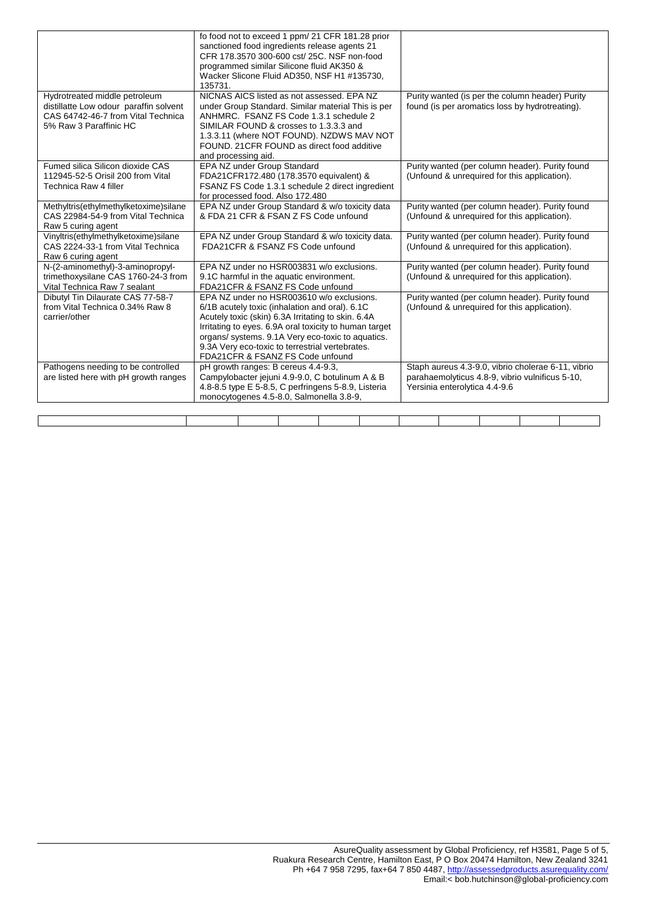| | | |
|---|---|---|
| | fo food not to exceed 1 ppm/ 21 CFR 181.28 prior sanctioned food ingredients release agents 21 CFR 178.3570 300-600 cst/ 25C. NSF non-food programmed similar Silicone fluid AK350 & Wacker Slicone Fluid AD350, NSF H1 #135730, 135731. | |
| Hydrotreated middle petroleum distillatte Low odour paraffin solvent CAS 64742-46-7 from Vital Technica 5% Raw 3 Paraffinic HC | NICNAS AICS listed as not assessed. EPA NZ under Group Standard. Similar material This is per ANHMRC. FSANZ FS Code 1.3.1 schedule 2 SIMILAR FOUND & crosses to 1.3.3.3 and 1.3.3.11 (where NOT FOUND). NZDWS MAV NOT FOUND. 21CFR FOUND as direct food additive and processing aid. | Purity wanted (is per the column header) Purity found (is per aromatics loss by hydrotreating). |
| Fumed silica Silicon dioxide CAS 112945-52-5 Orisil 200 from Vital Technica Raw 4 filler | EPA NZ under Group Standard FDA21CFR172.480 (178.3570 equivalent) & FSANZ FS Code 1.3.1 schedule 2 direct ingredient for processed food. Also 172.480 | Purity wanted (per column header). Purity found (Unfound & unrequired for this application). |
| Methyltris(ethylmethylketoxime)silane CAS 22984-54-9 from Vital Technica Raw 5 curing agent | EPA NZ under Group Standard & w/o toxicity data & FDA 21 CFR & FSAN Z FS Code unfound | Purity wanted (per column header). Purity found (Unfound & unrequired for this application). |
| Vinyltris(ethylmethylketoxime)silane CAS 2224-33-1 from Vital Technica Raw 6 curing agent | EPA NZ under Group Standard & w/o toxicity data. FDA21CFR & FSANZ FS Code unfound | Purity wanted (per column header). Purity found (Unfound & unrequired for this application). |
| N-(2-aminomethyl)-3-aminopropyl-trimethoxysilane CAS 1760-24-3 from Vital Technica Raw 7 sealant | EPA NZ under no HSR003831 w/o exclusions. 9.1C harmful in the aquatic environment. FDA21CFR & FSANZ FS Code unfound | Purity wanted (per column header). Purity found (Unfound & unrequired for this application). |
| Dibutyl Tin Dilaurate CAS 77-58-7 from Vital Technica 0.34% Raw 8 carrier/other | EPA NZ under no HSR003610 w/o exclusions. 6/1B acutely toxic (inhalation and oral). 6.1C Acutely toxic (skin) 6.3A Irritating to skin. 6.4A Irritating to eyes. 6.9A oral toxicity to human target organs/ systems. 9.1A Very eco-toxic to aquatics. 9.3A Very eco-toxic to terrestrial vertebrates. FDA21CFR & FSANZ FS Code unfound | Purity wanted (per column header). Purity found (Unfound & unrequired for this application). |
| Pathogens needing to be controlled are listed here with pH growth ranges | pH growth ranges: B cereus 4.4-9.3, Campylobacter jejuni 4.9-9.0, C botulinum A & B 4.8-8.5 type E 5-8.5, C perfringens 5-8.9, Listeria monocytogenes 4.5-8.0, Salmonella 3.8-9, | Staph aureus 4.3-9.0, vibrio cholerae 6-11, vibrio parahaemolyticus 4.8-9, vibrio vulnificus 5-10, Yersinia enterolytica 4.4-9.6 |

AsureQuality assessment by Global Proficiency, ref H3581, Page 5 of 5,
Ruakura Research Centre, Hamilton East, P O Box 20474 Hamilton, New Zealand 3241
Ph +64 7 958 7295, fax+64 7 850 4487, http://assessedproducts.asurequality.com/
Email:< bob.hutchinson@global-proficiency.com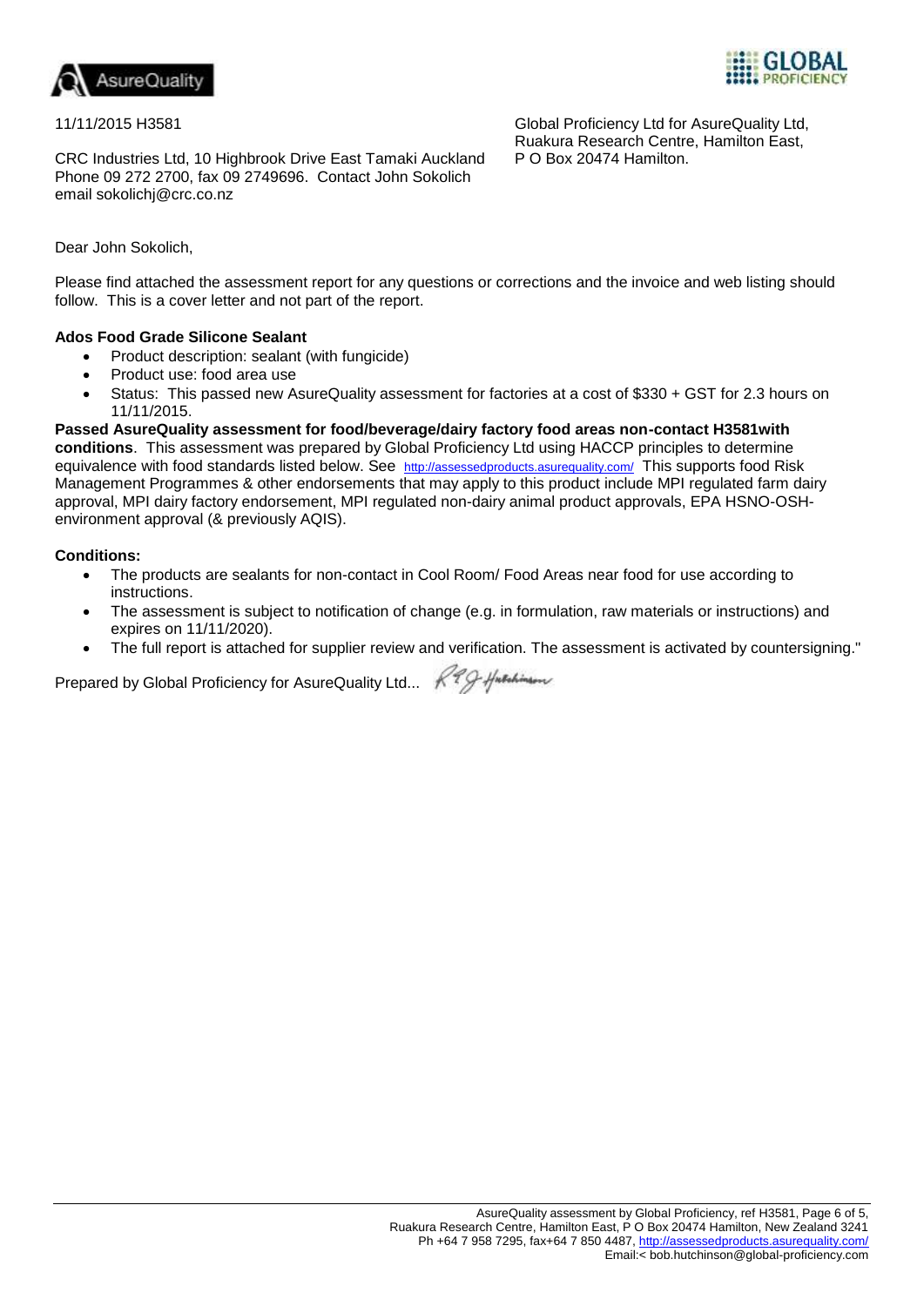11/11/2015 H3581

Global Proficiency Ltd for AsureQuality Ltd, Ruakura Research Centre, Hamilton East, P O Box 20474 Hamilton.

CRC Industries Ltd, 10 Highbrook Drive East Tamaki Auckland
Phone 09 272 2700, fax 09 2749696. Contact John Sokolich
email sokolichj@crc.co.nz

Dear John Sokolich,

Please find attached the assessment report for any questions or corrections and the invoice and web listing should follow. This is a cover letter and not part of the report.

**Ados Food Grade Silicone Sealant**

- Product description: sealant (with fungicide)
- Product use: food area use
- Status: This passed new AsureQuality assessment for factories at a cost of $330 + GST for 2.3 hours on 11/11/2015.

**Passed AsureQuality assessment for food/beverage/dairy factory food areas non-contact H3581with conditions**. This assessment was prepared by Global Proficiency Ltd using HACCP principles to determine equivalence with food standards listed below. See http://assessedproducts.asurequality.com/ This supports food Risk Management Programmes & other endorsements that may apply to this product include MPI regulated farm dairy approval, MPI dairy factory endorsement, MPI regulated non-dairy animal product approvals, EPA HSNO-OSH-environment approval (& previously AQIS).

**Conditions:**

- The products are sealants for non-contact in Cool Room/ Food Areas near food for use according to instructions.
- The assessment is subject to notification of change (e.g. in formulation, raw materials or instructions) and expires on 11/11/2020).
- The full report is attached for supplier review and verification. The assessment is activated by countersigning."

Prepared by Global Proficiency for AsureQuality Ltd... R G J Hutchinson